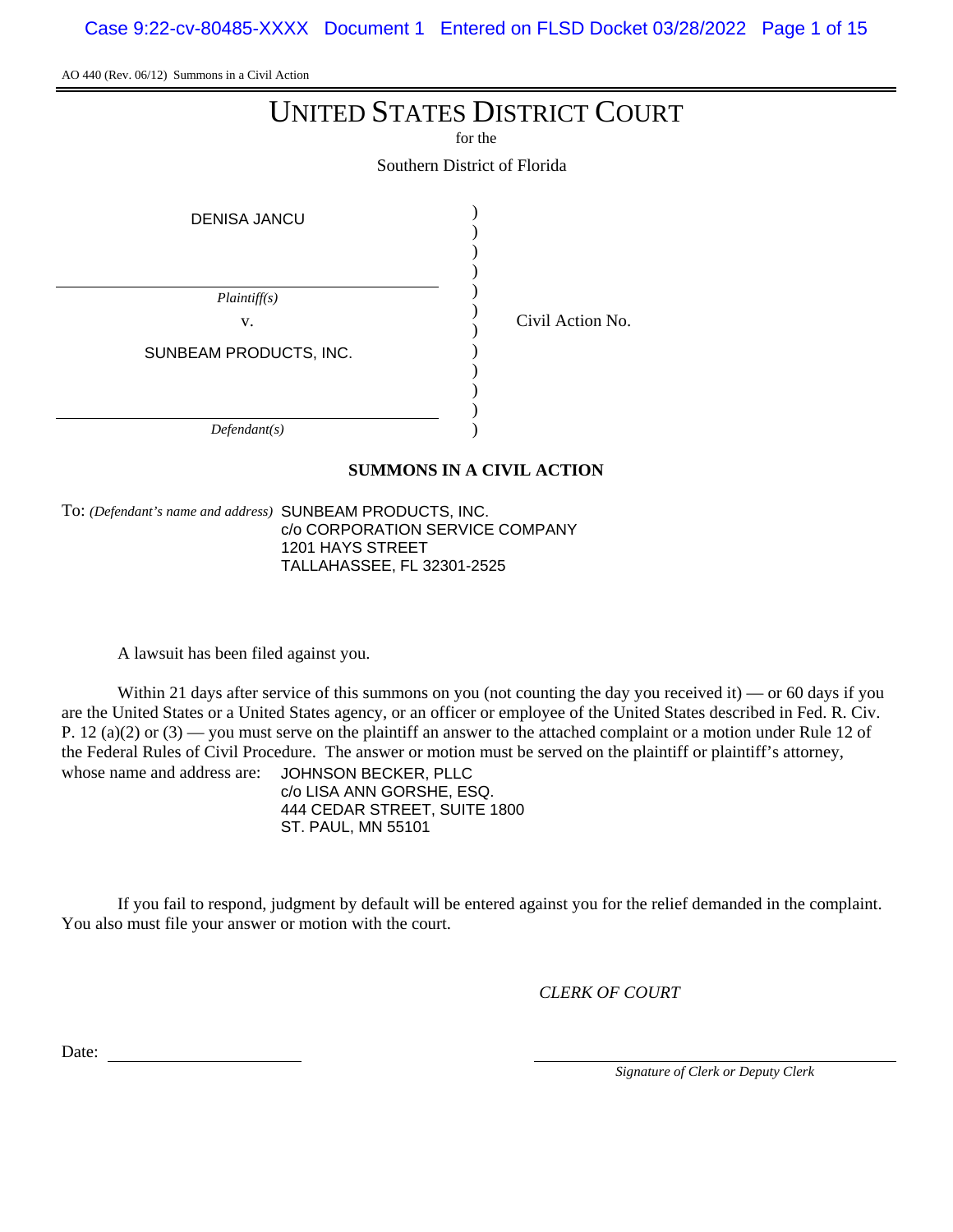AO 440 (Rev. 06/12) Summons in a Civil Action

# UNITED STATES DISTRICT COURT

for the

Southern District of Florida

| | | |
|---|---|---|
| DENISA JANCU | ) | |
| *Plaintiff(s)* | ) | |
| v. | ) | Civil Action No. |
| SUNBEAM PRODUCTS, INC. | ) | |
| *Defendant(s)* | ) | |

**SUMMONS IN A CIVIL ACTION**

To: *(Defendant's name and address)* SUNBEAM PRODUCTS, INC.
c/o CORPORATION SERVICE COMPANY
1201 HAYS STREET
TALLAHASSEE, FL 32301-2525

A lawsuit has been filed against you.

Within 21 days after service of this summons on you (not counting the day you received it) — or 60 days if you are the United States or a United States agency, or an officer or employee of the United States described in Fed. R. Civ. P. 12 (a)(2) or (3) — you must serve on the plaintiff an answer to the attached complaint or a motion under Rule 12 of the Federal Rules of Civil Procedure. The answer or motion must be served on the plaintiff or plaintiff's attorney, whose name and address are: JOHNSON BECKER, PLLC
c/o LISA ANN GORSHE, ESQ.
444 CEDAR STREET, SUITE 1800
ST. PAUL, MN 55101

If you fail to respond, judgment by default will be entered against you for the relief demanded in the complaint. You also must file your answer or motion with the court.

*CLERK OF COURT*

Date: ____________________

____________________
*Signature of Clerk or Deputy Clerk*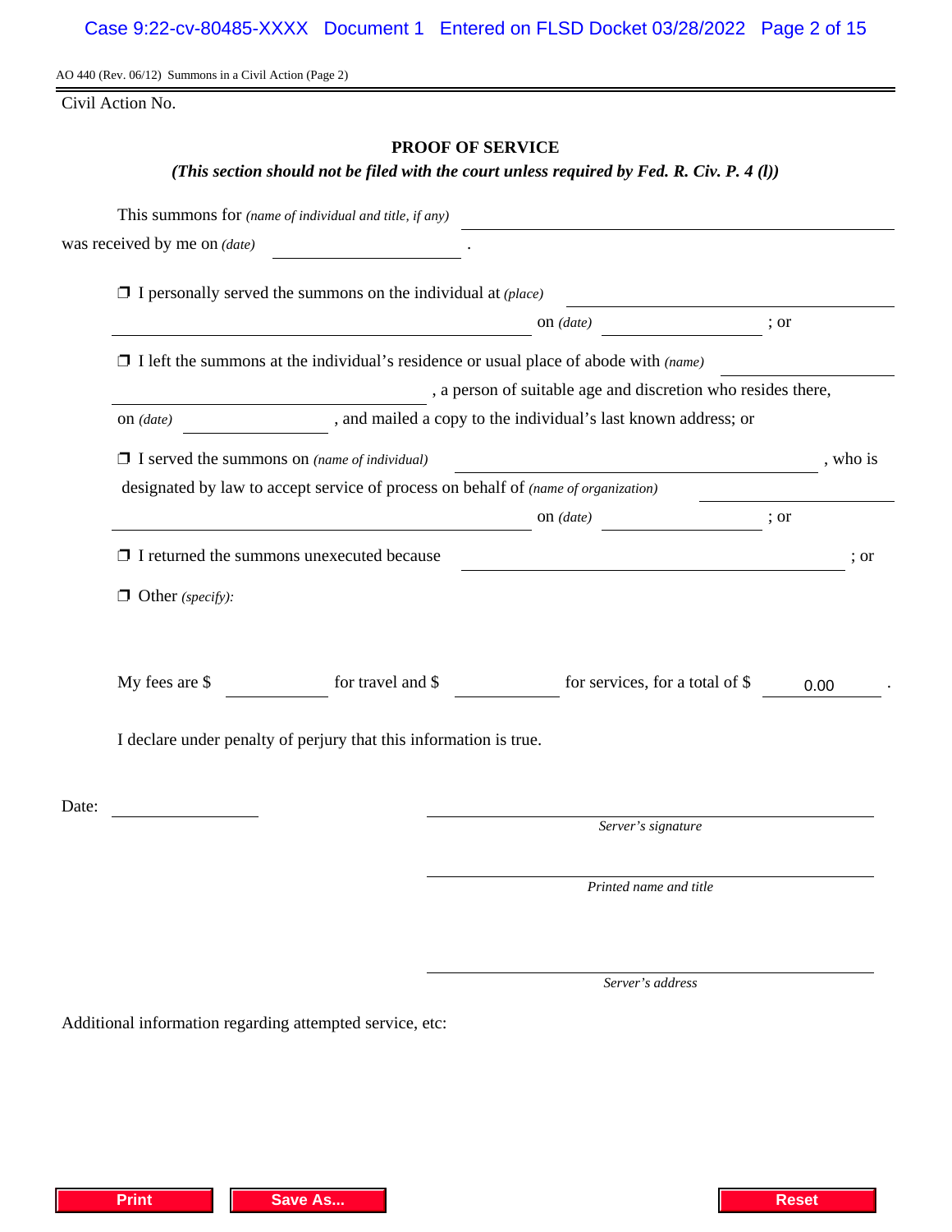AO 440 (Rev. 06/12) Summons in a Civil Action (Page 2)

Civil Action No.

## PROOF OF SERVICE

***(This section should not be filed with the court unless required by Fed. R. Civ. P. 4 (l))***

This summons for *(name of individual and title, if any)* ______________________________

was received by me on *(date)* ______________ .

❒ I personally served the summons on the individual at *(place)* ______________________________ on *(date)* ______________ ; or

❒ I left the summons at the individual's residence or usual place of abode with *(name)* ______________________________ , a person of suitable age and discretion who resides there, on *(date)* ______________ , and mailed a copy to the individual's last known address; or

❒ I served the summons on *(name of individual)* ______________________________ , who is designated by law to accept service of process on behalf of *(name of organization)* ______________________________ on *(date)* ______________ ; or

❒ I returned the summons unexecuted because ______________________________ ; or

❒ Other *(specify)*:

My fees are $ __________ for travel and $ __________ for services, for a total of $ 0.00 .

I declare under penalty of perjury that this information is true.

Date: ______________

______________________________
*Server's signature*

______________________________
*Printed name and title*

______________________________
*Server's address*

Additional information regarding attempted service, etc:

Print | Save As... | Reset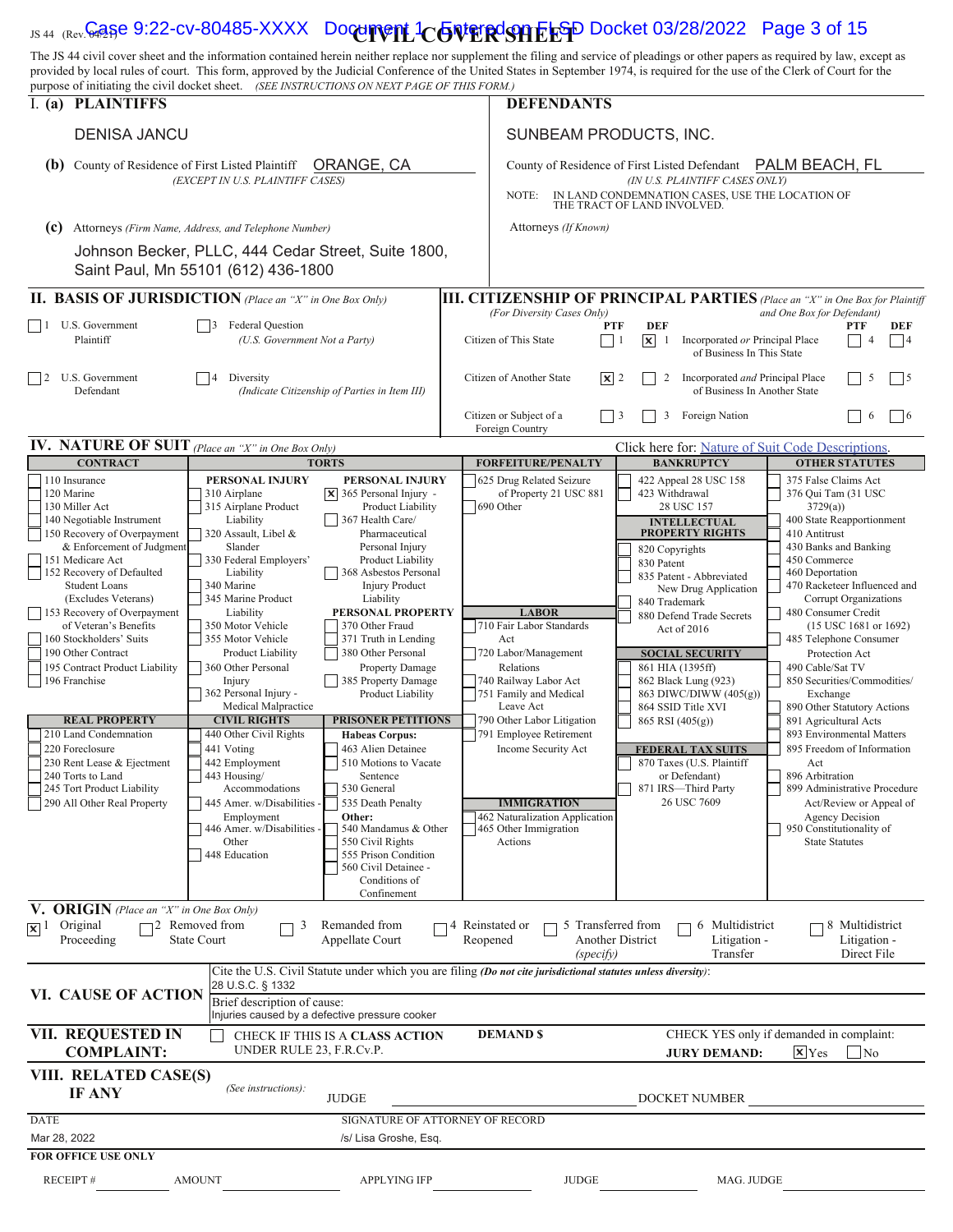JS 44 (Rev. 04/21)

# CIVIL COVER SHEET

The JS 44 civil cover sheet and the information contained herein neither replace nor supplement the filing and service of pleadings or other papers as required by law, except as provided by local rules of court. This form, approved by the Judicial Conference of the United States in September 1974, is required for the use of the Clerk of Court for the purpose of initiating the civil docket sheet. *(SEE INSTRUCTIONS ON NEXT PAGE OF THIS FORM.)*

## I. (a) PLAINTIFFS

DENISA JANCU

**(b)** County of Residence of First Listed Plaintiff: ORANGE, CA
*(EXCEPT IN U.S. PLAINTIFF CASES)*

**(c)** Attorneys *(Firm Name, Address, and Telephone Number)*

Johnson Becker, PLLC, 444 Cedar Street, Suite 1800, Saint Paul, Mn 55101 (612) 436-1800

## DEFENDANTS

SUNBEAM PRODUCTS, INC.

County of Residence of First Listed Defendant: PALM BEACH, FL
*(IN U.S. PLAINTIFF CASES ONLY)*

NOTE: IN LAND CONDEMNATION CASES, USE THE LOCATION OF THE TRACT OF LAND INVOLVED.

Attorneys *(If Known)*

## II. BASIS OF JURISDICTION *(Place an "X" in One Box Only)*

- [ ] 1 U.S. Government Plaintiff
- [ ] 3 Federal Question *(U.S. Government Not a Party)*
- [ ] 2 U.S. Government Defendant
- [ ] 4 Diversity *(Indicate Citizenship of Parties in Item III)*

## III. CITIZENSHIP OF PRINCIPAL PARTIES *(Place an "X" in One Box for Plaintiff and One Box for Defendant)* *(For Diversity Cases Only)*

| | PTF | DEF | | PTF | DEF |
|---|---|---|---|---|---|
| Citizen of This State | [ ] 1 | [X] 1 | Incorporated *or* Principal Place of Business In This State | [ ] 4 | [ ] 4 |
| Citizen of Another State | [X] 2 | [ ] 2 | Incorporated *and* Principal Place of Business In Another State | [ ] 5 | [ ] 5 |
| Citizen or Subject of a Foreign Country | [ ] 3 | [ ] 3 | Foreign Nation | [ ] 6 | [ ] 6 |

## IV. NATURE OF SUIT *(Place an "X" in One Box Only)*

Click here for: Nature of Suit Code Descriptions.

**CONTRACT:** 110 Insurance; 120 Marine; 130 Miller Act; 140 Negotiable Instrument; 150 Recovery of Overpayment & Enforcement of Judgment; 151 Medicare Act; 152 Recovery of Defaulted Student Loans (Excludes Veterans); 153 Recovery of Overpayment of Veteran's Benefits; 160 Stockholders' Suits; 190 Other Contract; 195 Contract Product Liability; 196 Franchise

**REAL PROPERTY:** 210 Land Condemnation; 220 Foreclosure; 230 Rent Lease & Ejectment; 240 Torts to Land; 245 Tort Product Liability; 290 All Other Real Property

**TORTS – PERSONAL INJURY:** 310 Airplane; 315 Airplane Product Liability; 320 Assault, Libel & Slander; 330 Federal Employers' Liability; 340 Marine; 345 Marine Product Liability; 350 Motor Vehicle; 355 Motor Vehicle Product Liability; 360 Other Personal Injury; 362 Personal Injury - Medical Malpractice

**TORTS – PERSONAL INJURY:** [X] 365 Personal Injury - Product Liability; 367 Health Care/ Pharmaceutical Personal Injury Product Liability; 368 Asbestos Personal Injury Product Liability

**PERSONAL PROPERTY:** 370 Other Fraud; 371 Truth in Lending; 380 Other Personal Property Damage; 385 Property Damage Product Liability

**CIVIL RIGHTS:** 440 Other Civil Rights; 441 Voting; 442 Employment; 443 Housing/ Accommodations; 445 Amer. w/Disabilities - Employment; 446 Amer. w/Disabilities - Other; 448 Education

**PRISONER PETITIONS:** Habeas Corpus: 463 Alien Detainee; 510 Motions to Vacate Sentence; 530 General; 535 Death Penalty; Other: 540 Mandamus & Other; 550 Civil Rights; 555 Prison Condition; 560 Civil Detainee - Conditions of Confinement

**FORFEITURE/PENALTY:** 625 Drug Related Seizure of Property 21 USC 881; 690 Other

**LABOR:** 710 Fair Labor Standards Act; 720 Labor/Management Relations; 740 Railway Labor Act; 751 Family and Medical Leave Act; 790 Other Labor Litigation; 791 Employee Retirement Income Security Act

**IMMIGRATION:** 462 Naturalization Application; 465 Other Immigration Actions

**BANKRUPTCY:** 422 Appeal 28 USC 158; 423 Withdrawal 28 USC 157

**INTELLECTUAL PROPERTY RIGHTS:** 820 Copyrights; 830 Patent; 835 Patent - Abbreviated New Drug Application; 840 Trademark; 880 Defend Trade Secrets Act of 2016

**SOCIAL SECURITY:** 861 HIA (1395ff); 862 Black Lung (923); 863 DIWC/DIWW (405(g)); 864 SSID Title XVI; 865 RSI (405(g))

**FEDERAL TAX SUITS:** 870 Taxes (U.S. Plaintiff or Defendant); 871 IRS—Third Party 26 USC 7609

**OTHER STATUTES:** 375 False Claims Act; 376 Qui Tam (31 USC 3729(a)); 400 State Reapportionment; 410 Antitrust; 430 Banks and Banking; 450 Commerce; 460 Deportation; 470 Racketeer Influenced and Corrupt Organizations; 480 Consumer Credit (15 USC 1681 or 1692); 485 Telephone Consumer Protection Act; 490 Cable/Sat TV; 850 Securities/Commodities/ Exchange; 890 Other Statutory Actions; 891 Agricultural Acts; 893 Environmental Matters; 895 Freedom of Information Act; 896 Arbitration; 899 Administrative Procedure Act/Review or Appeal of Agency Decision; 950 Constitutionality of State Statutes

## V. ORIGIN *(Place an "X" in One Box Only)*

- [X] 1 Original Proceeding
- [ ] 2 Removed from State Court
- [ ] 3 Remanded from Appellate Court
- [ ] 4 Reinstated or Reopened
- [ ] 5 Transferred from Another District *(specify)*
- [ ] 6 Multidistrict Litigation - Transfer
- [ ] 8 Multidistrict Litigation - Direct File

## VI. CAUSE OF ACTION

Cite the U.S. Civil Statute under which you are filing *(Do not cite jurisdictional statutes unless diversity)*: 28 U.S.C. § 1332

Brief description of cause: Injuries caused by a defective pressure cooker

## VII. REQUESTED IN COMPLAINT:

- [ ] CHECK IF THIS IS A **CLASS ACTION** UNDER RULE 23, F.R.Cv.P.

**DEMAND $**

CHECK YES only if demanded in complaint: **JURY DEMAND:** [X] Yes [ ] No

## VIII. RELATED CASE(S) IF ANY

*(See instructions):* JUDGE ______ DOCKET NUMBER ______

DATE: Mar 28, 2022

SIGNATURE OF ATTORNEY OF RECORD: /s/ Lisa Groshe, Esq.

**FOR OFFICE USE ONLY**

RECEIPT # ______ AMOUNT ______ APPLYING IFP ______ JUDGE ______ MAG. JUDGE ______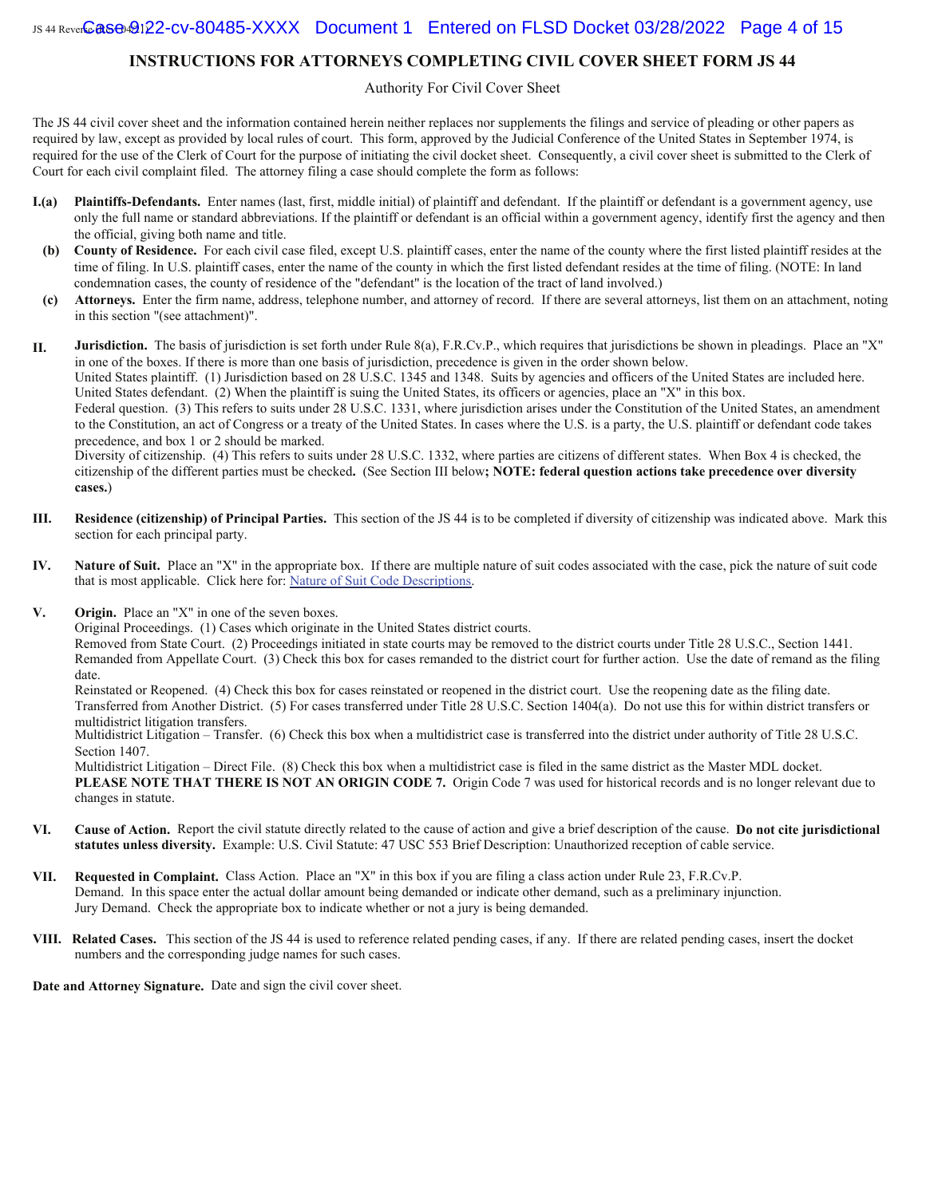## INSTRUCTIONS FOR ATTORNEYS COMPLETING CIVIL COVER SHEET FORM JS 44

Authority For Civil Cover Sheet

The JS 44 civil cover sheet and the information contained herein neither replaces nor supplements the filings and service of pleading or other papers as required by law, except as provided by local rules of court. This form, approved by the Judicial Conference of the United States in September 1974, is required for the use of the Clerk of Court for the purpose of initiating the civil docket sheet. Consequently, a civil cover sheet is submitted to the Clerk of Court for each civil complaint filed. The attorney filing a case should complete the form as follows:

**I.(a) Plaintiffs-Defendants.** Enter names (last, first, middle initial) of plaintiff and defendant. If the plaintiff or defendant is a government agency, use only the full name or standard abbreviations. If the plaintiff or defendant is an official within a government agency, identify first the agency and then the official, giving both name and title.

**(b) County of Residence.** For each civil case filed, except U.S. plaintiff cases, enter the name of the county where the first listed plaintiff resides at the time of filing. In U.S. plaintiff cases, enter the name of the county in which the first listed defendant resides at the time of filing. (NOTE: In land condemnation cases, the county of residence of the "defendant" is the location of the tract of land involved.)

**(c) Attorneys.** Enter the firm name, address, telephone number, and attorney of record. If there are several attorneys, list them on an attachment, noting in this section "(see attachment)".

**II. Jurisdiction.** The basis of jurisdiction is set forth under Rule 8(a), F.R.Cv.P., which requires that jurisdictions be shown in pleadings. Place an "X" in one of the boxes. If there is more than one basis of jurisdiction, precedence is given in the order shown below.
United States plaintiff. (1) Jurisdiction based on 28 U.S.C. 1345 and 1348. Suits by agencies and officers of the United States are included here.
United States defendant. (2) When the plaintiff is suing the United States, its officers or agencies, place an "X" in this box.
Federal question. (3) This refers to suits under 28 U.S.C. 1331, where jurisdiction arises under the Constitution of the United States, an amendment to the Constitution, an act of Congress or a treaty of the United States. In cases where the U.S. is a party, the U.S. plaintiff or defendant code takes precedence, and box 1 or 2 should be marked.
Diversity of citizenship. (4) This refers to suits under 28 U.S.C. 1332, where parties are citizens of different states. When Box 4 is checked, the citizenship of the different parties must be checked**.** (See Section III below**; NOTE: federal question actions take precedence over diversity cases.**)

**III. Residence (citizenship) of Principal Parties.** This section of the JS 44 is to be completed if diversity of citizenship was indicated above. Mark this section for each principal party.

**IV. Nature of Suit.** Place an "X" in the appropriate box. If there are multiple nature of suit codes associated with the case, pick the nature of suit code that is most applicable. Click here for: Nature of Suit Code Descriptions.

**V. Origin.** Place an "X" in one of the seven boxes.
Original Proceedings. (1) Cases which originate in the United States district courts.
Removed from State Court. (2) Proceedings initiated in state courts may be removed to the district courts under Title 28 U.S.C., Section 1441.
Remanded from Appellate Court. (3) Check this box for cases remanded to the district court for further action. Use the date of remand as the filing date.
Reinstated or Reopened. (4) Check this box for cases reinstated or reopened in the district court. Use the reopening date as the filing date.
Transferred from Another District. (5) For cases transferred under Title 28 U.S.C. Section 1404(a). Do not use this for within district transfers or multidistrict litigation transfers.
Multidistrict Litigation – Transfer. (6) Check this box when a multidistrict case is transferred into the district under authority of Title 28 U.S.C. Section 1407.
Multidistrict Litigation – Direct File. (8) Check this box when a multidistrict case is filed in the same district as the Master MDL docket.
**PLEASE NOTE THAT THERE IS NOT AN ORIGIN CODE 7.** Origin Code 7 was used for historical records and is no longer relevant due to changes in statute.

**VI. Cause of Action.** Report the civil statute directly related to the cause of action and give a brief description of the cause. **Do not cite jurisdictional statutes unless diversity.** Example: U.S. Civil Statute: 47 USC 553 Brief Description: Unauthorized reception of cable service.

**VII. Requested in Complaint.** Class Action. Place an "X" in this box if you are filing a class action under Rule 23, F.R.Cv.P.
Demand. In this space enter the actual dollar amount being demanded or indicate other demand, such as a preliminary injunction.
Jury Demand. Check the appropriate box to indicate whether or not a jury is being demanded.

**VIII. Related Cases.** This section of the JS 44 is used to reference related pending cases, if any. If there are related pending cases, insert the docket numbers and the corresponding judge names for such cases.

**Date and Attorney Signature.** Date and sign the civil cover sheet.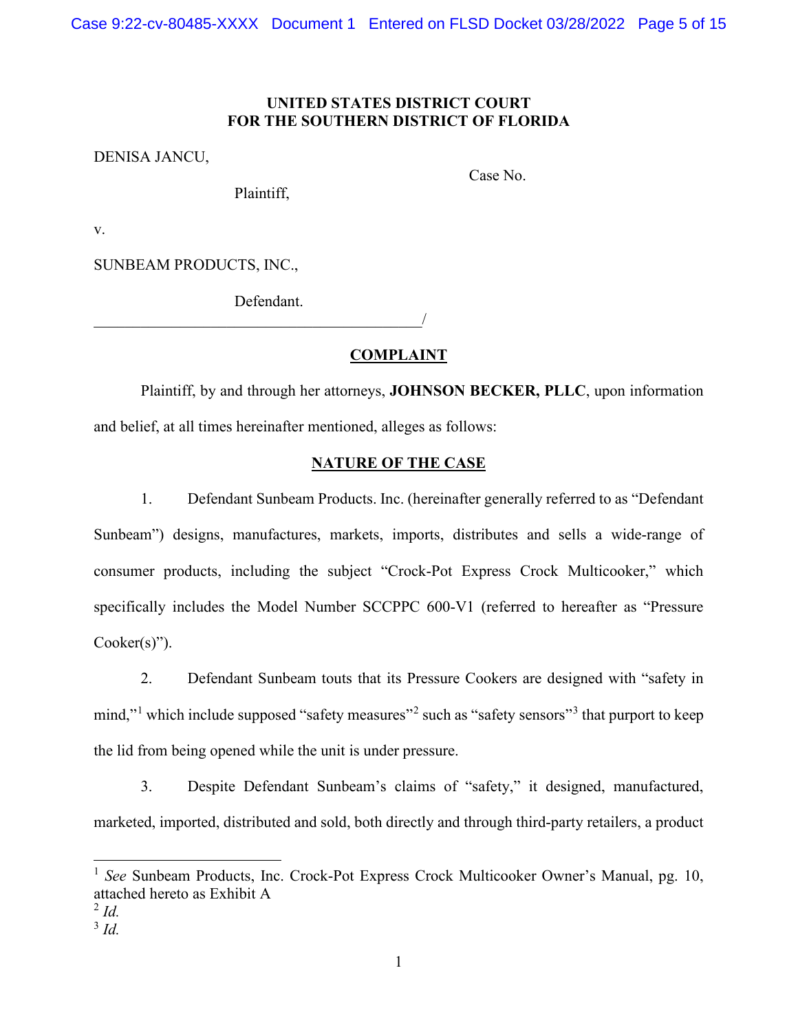**UNITED STATES DISTRICT COURT**
**FOR THE SOUTHERN DISTRICT OF FLORIDA**

DENISA JANCU,

Plaintiff,

Case No.

v.

SUNBEAM PRODUCTS, INC.,

Defendant.
_______________________________________/

## COMPLAINT

Plaintiff, by and through her attorneys, **JOHNSON BECKER, PLLC**, upon information and belief, at all times hereinafter mentioned, alleges as follows:

## NATURE OF THE CASE

1. Defendant Sunbeam Products. Inc. (hereinafter generally referred to as "Defendant Sunbeam") designs, manufactures, markets, imports, distributes and sells a wide-range of consumer products, including the subject "Crock-Pot Express Crock Multicooker," which specifically includes the Model Number SCCPPC 600-V1 (referred to hereafter as "Pressure Cooker(s)").

2. Defendant Sunbeam touts that its Pressure Cookers are designed with "safety in mind,"[1] which include supposed "safety measures"[2] such as "safety sensors"[3] that purport to keep the lid from being opened while the unit is under pressure.

3. Despite Defendant Sunbeam's claims of "safety," it designed, manufactured, marketed, imported, distributed and sold, both directly and through third-party retailers, a product

---

[1] *See* Sunbeam Products, Inc. Crock-Pot Express Crock Multicooker Owner's Manual, pg. 10, attached hereto as Exhibit A

[2] *Id.*

[3] *Id.*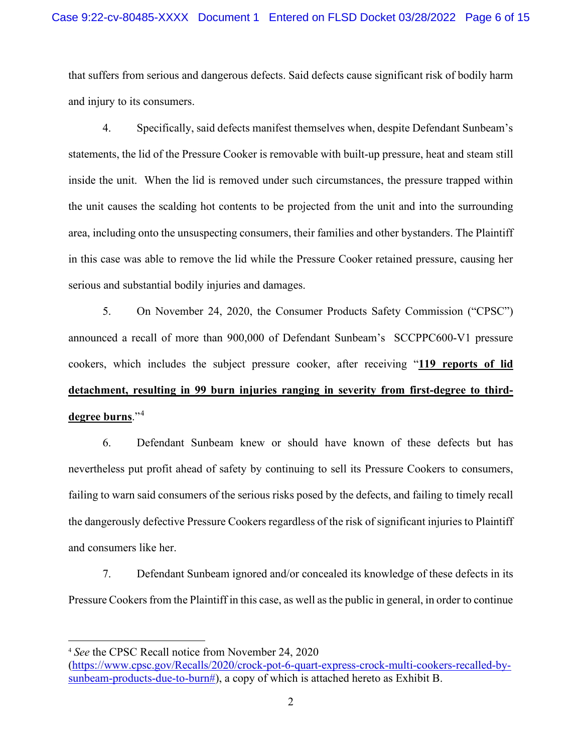that suffers from serious and dangerous defects. Said defects cause significant risk of bodily harm and injury to its consumers.

4. Specifically, said defects manifest themselves when, despite Defendant Sunbeam's statements, the lid of the Pressure Cooker is removable with built-up pressure, heat and steam still inside the unit. When the lid is removed under such circumstances, the pressure trapped within the unit causes the scalding hot contents to be projected from the unit and into the surrounding area, including onto the unsuspecting consumers, their families and other bystanders. The Plaintiff in this case was able to remove the lid while the Pressure Cooker retained pressure, causing her serious and substantial bodily injuries and damages.

5. On November 24, 2020, the Consumer Products Safety Commission ("CPSC") announced a recall of more than 900,000 of Defendant Sunbeam's SCCPPC600-V1 pressure cookers, which includes the subject pressure cooker, after receiving "**119 reports of lid detachment, resulting in 99 burn injuries ranging in severity from first-degree to third-degree burns**."[4]

6. Defendant Sunbeam knew or should have known of these defects but has nevertheless put profit ahead of safety by continuing to sell its Pressure Cookers to consumers, failing to warn said consumers of the serious risks posed by the defects, and failing to timely recall the dangerously defective Pressure Cookers regardless of the risk of significant injuries to Plaintiff and consumers like her.

7. Defendant Sunbeam ignored and/or concealed its knowledge of these defects in its Pressure Cookers from the Plaintiff in this case, as well as the public in general, in order to continue

---

[4] *See* the CPSC Recall notice from November 24, 2020 (https://www.cpsc.gov/Recalls/2020/crock-pot-6-quart-express-crock-multi-cookers-recalled-by-sunbeam-products-due-to-burn#), a copy of which is attached hereto as Exhibit B.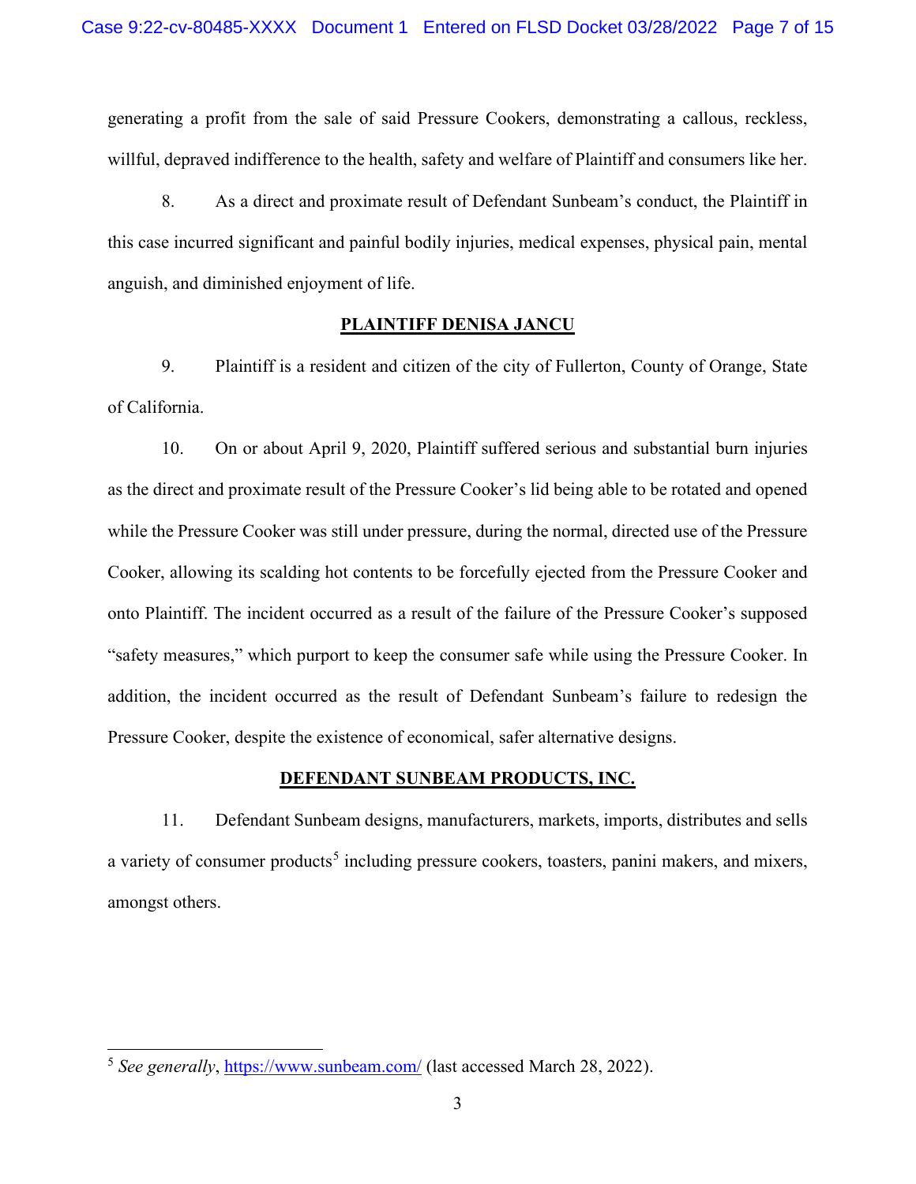generating a profit from the sale of said Pressure Cookers, demonstrating a callous, reckless, willful, depraved indifference to the health, safety and welfare of Plaintiff and consumers like her.

8. As a direct and proximate result of Defendant Sunbeam's conduct, the Plaintiff in this case incurred significant and painful bodily injuries, medical expenses, physical pain, mental anguish, and diminished enjoyment of life.

**PLAINTIFF DENISA JANCU**

9. Plaintiff is a resident and citizen of the city of Fullerton, County of Orange, State of California.

10. On or about April 9, 2020, Plaintiff suffered serious and substantial burn injuries as the direct and proximate result of the Pressure Cooker's lid being able to be rotated and opened while the Pressure Cooker was still under pressure, during the normal, directed use of the Pressure Cooker, allowing its scalding hot contents to be forcefully ejected from the Pressure Cooker and onto Plaintiff. The incident occurred as a result of the failure of the Pressure Cooker's supposed "safety measures," which purport to keep the consumer safe while using the Pressure Cooker. In addition, the incident occurred as the result of Defendant Sunbeam's failure to redesign the Pressure Cooker, despite the existence of economical, safer alternative designs.

**DEFENDANT SUNBEAM PRODUCTS, INC.**

11. Defendant Sunbeam designs, manufacturers, markets, imports, distributes and sells a variety of consumer products[5] including pressure cookers, toasters, panini makers, and mixers, amongst others.

[5] *See generally*, https://www.sunbeam.com/ (last accessed March 28, 2022).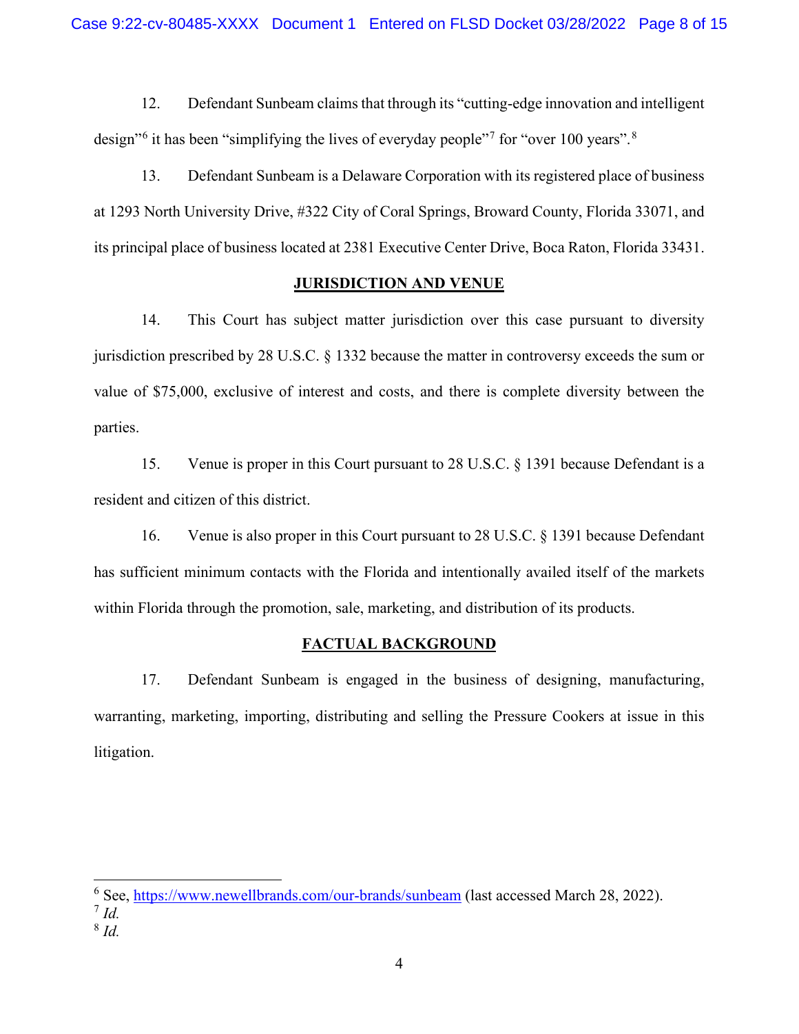12. Defendant Sunbeam claims that through its "cutting-edge innovation and intelligent design"[6] it has been "simplifying the lives of everyday people"[7] for "over 100 years".[8]

13. Defendant Sunbeam is a Delaware Corporation with its registered place of business at 1293 North University Drive, #322 City of Coral Springs, Broward County, Florida 33071, and its principal place of business located at 2381 Executive Center Drive, Boca Raton, Florida 33431.

## JURISDICTION AND VENUE

14. This Court has subject matter jurisdiction over this case pursuant to diversity jurisdiction prescribed by 28 U.S.C. § 1332 because the matter in controversy exceeds the sum or value of $75,000, exclusive of interest and costs, and there is complete diversity between the parties.

15. Venue is proper in this Court pursuant to 28 U.S.C. § 1391 because Defendant is a resident and citizen of this district.

16. Venue is also proper in this Court pursuant to 28 U.S.C. § 1391 because Defendant has sufficient minimum contacts with the Florida and intentionally availed itself of the markets within Florida through the promotion, sale, marketing, and distribution of its products.

## FACTUAL BACKGROUND

17. Defendant Sunbeam is engaged in the business of designing, manufacturing, warranting, marketing, importing, distributing and selling the Pressure Cookers at issue in this litigation.

---

[6] See, https://www.newellbrands.com/our-brands/sunbeam (last accessed March 28, 2022).

[7] *Id.*

[8] *Id.*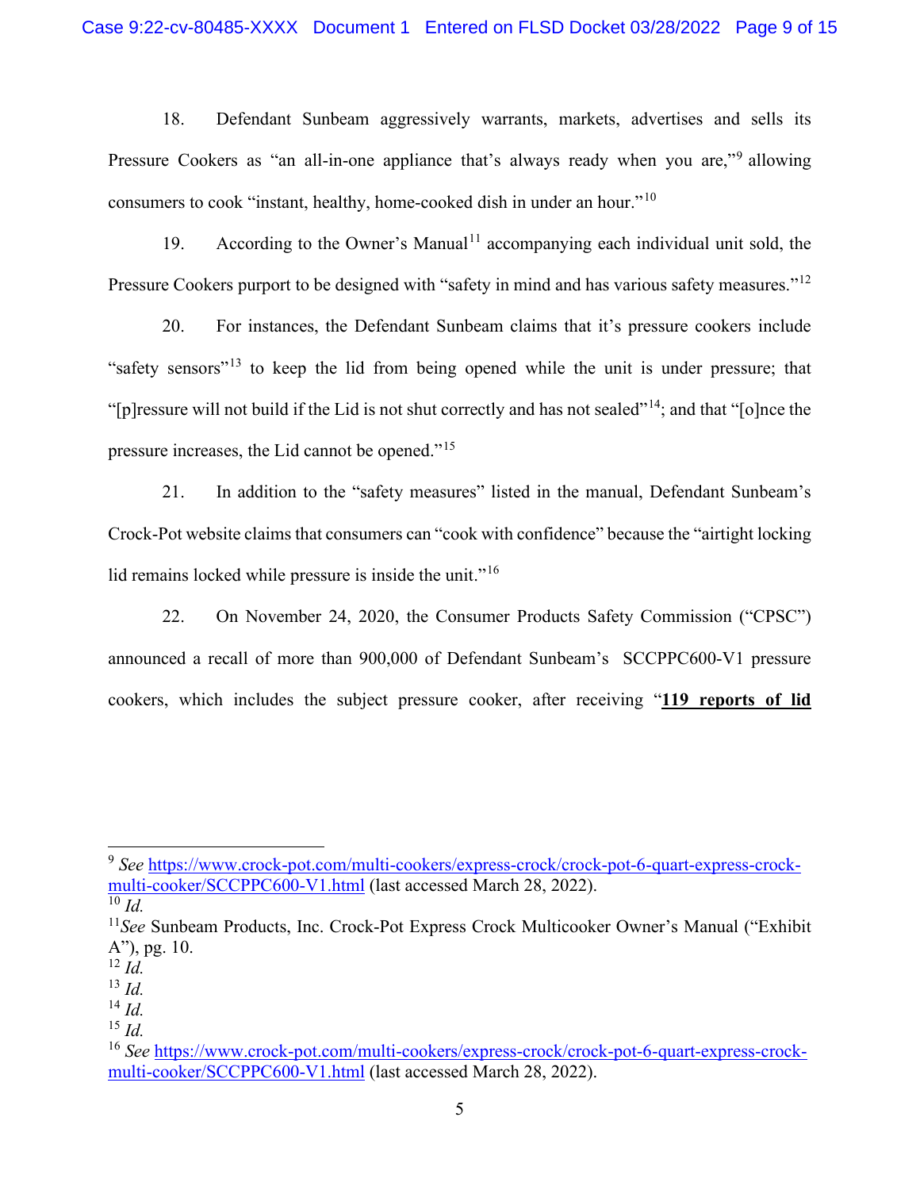18. Defendant Sunbeam aggressively warrants, markets, advertises and sells its Pressure Cookers as "an all-in-one appliance that's always ready when you are,"[9] allowing consumers to cook "instant, healthy, home-cooked dish in under an hour."[10]

19. According to the Owner's Manual[11] accompanying each individual unit sold, the Pressure Cookers purport to be designed with "safety in mind and has various safety measures."[12]

20. For instances, the Defendant Sunbeam claims that it's pressure cookers include "safety sensors"[13] to keep the lid from being opened while the unit is under pressure; that "[p]ressure will not build if the Lid is not shut correctly and has not sealed"[14]; and that "[o]nce the pressure increases, the Lid cannot be opened."[15]

21. In addition to the "safety measures" listed in the manual, Defendant Sunbeam's Crock-Pot website claims that consumers can "cook with confidence" because the "airtight locking lid remains locked while pressure is inside the unit."[16]

22. On November 24, 2020, the Consumer Products Safety Commission ("CPSC") announced a recall of more than 900,000 of Defendant Sunbeam's SCCPPC600-V1 pressure cookers, which includes the subject pressure cooker, after receiving "**119 reports of lid**

---

[9] *See* https://www.crock-pot.com/multi-cookers/express-crock/crock-pot-6-quart-express-crock-multi-cooker/SCCPPC600-V1.html (last accessed March 28, 2022).

[10] *Id.*

[11] *See* Sunbeam Products, Inc. Crock-Pot Express Crock Multicooker Owner's Manual ("Exhibit A"), pg. 10.

[12] *Id.*

[13] *Id.*

[14] *Id.*

[15] *Id.*

[16] *See* https://www.crock-pot.com/multi-cookers/express-crock/crock-pot-6-quart-express-crock-multi-cooker/SCCPPC600-V1.html (last accessed March 28, 2022).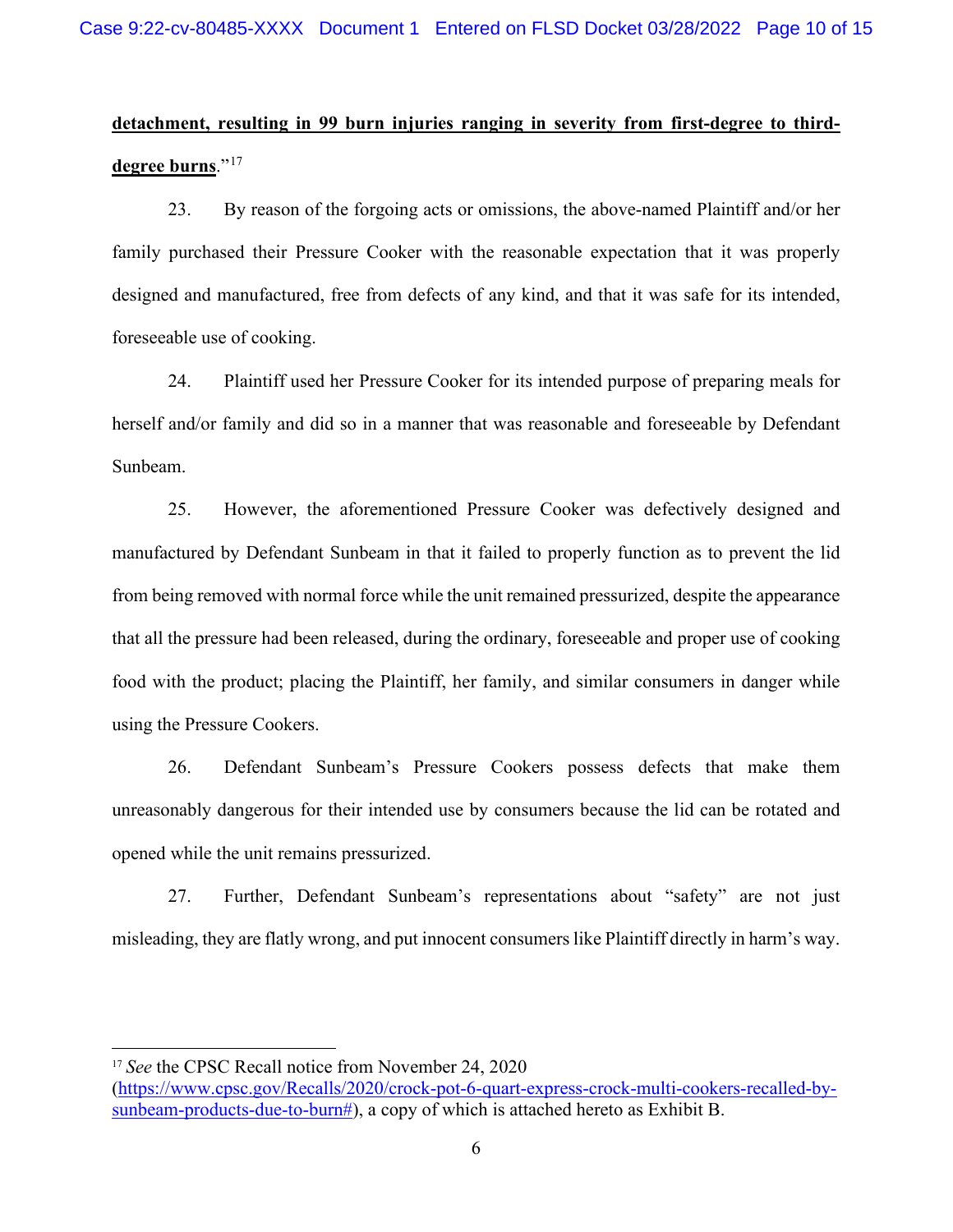**<u>detachment, resulting in 99 burn injuries ranging in severity from first-degree to third-degree burns</u>**."[17]

23. By reason of the forgoing acts or omissions, the above-named Plaintiff and/or her family purchased their Pressure Cooker with the reasonable expectation that it was properly designed and manufactured, free from defects of any kind, and that it was safe for its intended, foreseeable use of cooking.

24. Plaintiff used her Pressure Cooker for its intended purpose of preparing meals for herself and/or family and did so in a manner that was reasonable and foreseeable by Defendant Sunbeam.

25. However, the aforementioned Pressure Cooker was defectively designed and manufactured by Defendant Sunbeam in that it failed to properly function as to prevent the lid from being removed with normal force while the unit remained pressurized, despite the appearance that all the pressure had been released, during the ordinary, foreseeable and proper use of cooking food with the product; placing the Plaintiff, her family, and similar consumers in danger while using the Pressure Cookers.

26. Defendant Sunbeam's Pressure Cookers possess defects that make them unreasonably dangerous for their intended use by consumers because the lid can be rotated and opened while the unit remains pressurized.

27. Further, Defendant Sunbeam's representations about "safety" are not just misleading, they are flatly wrong, and put innocent consumers like Plaintiff directly in harm's way.

---

[17] *See* the CPSC Recall notice from November 24, 2020 (https://www.cpsc.gov/Recalls/2020/crock-pot-6-quart-express-crock-multi-cookers-recalled-by-sunbeam-products-due-to-burn#), a copy of which is attached hereto as Exhibit B.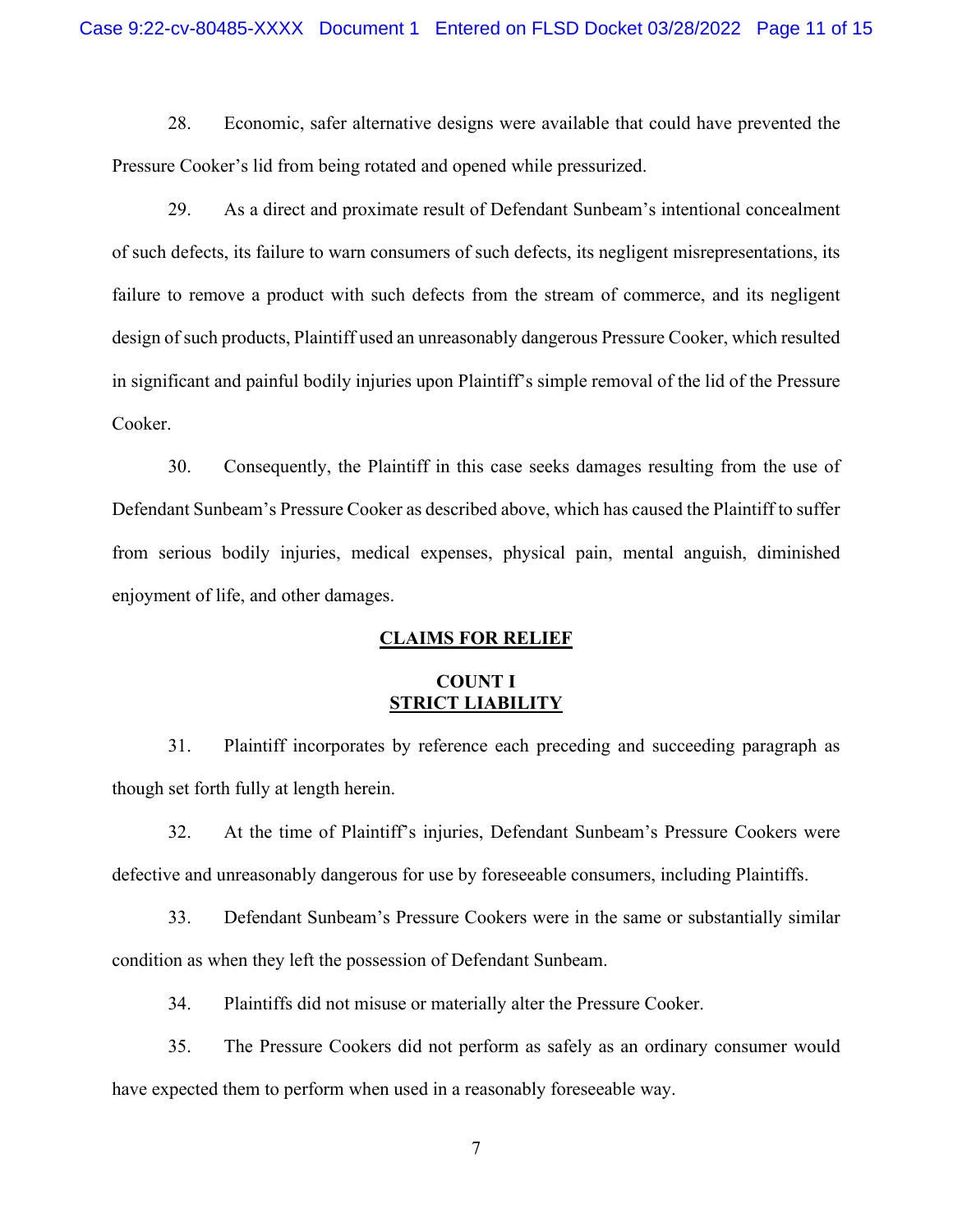28. Economic, safer alternative designs were available that could have prevented the Pressure Cooker's lid from being rotated and opened while pressurized.

29. As a direct and proximate result of Defendant Sunbeam's intentional concealment of such defects, its failure to warn consumers of such defects, its negligent misrepresentations, its failure to remove a product with such defects from the stream of commerce, and its negligent design of such products, Plaintiff used an unreasonably dangerous Pressure Cooker, which resulted in significant and painful bodily injuries upon Plaintiff's simple removal of the lid of the Pressure Cooker.

30. Consequently, the Plaintiff in this case seeks damages resulting from the use of Defendant Sunbeam's Pressure Cooker as described above, which has caused the Plaintiff to suffer from serious bodily injuries, medical expenses, physical pain, mental anguish, diminished enjoyment of life, and other damages.

## CLAIMS FOR RELIEF

### COUNT I
### STRICT LIABILITY

31. Plaintiff incorporates by reference each preceding and succeeding paragraph as though set forth fully at length herein.

32. At the time of Plaintiff's injuries, Defendant Sunbeam's Pressure Cookers were defective and unreasonably dangerous for use by foreseeable consumers, including Plaintiffs.

33. Defendant Sunbeam's Pressure Cookers were in the same or substantially similar condition as when they left the possession of Defendant Sunbeam.

34. Plaintiffs did not misuse or materially alter the Pressure Cooker.

35. The Pressure Cookers did not perform as safely as an ordinary consumer would have expected them to perform when used in a reasonably foreseeable way.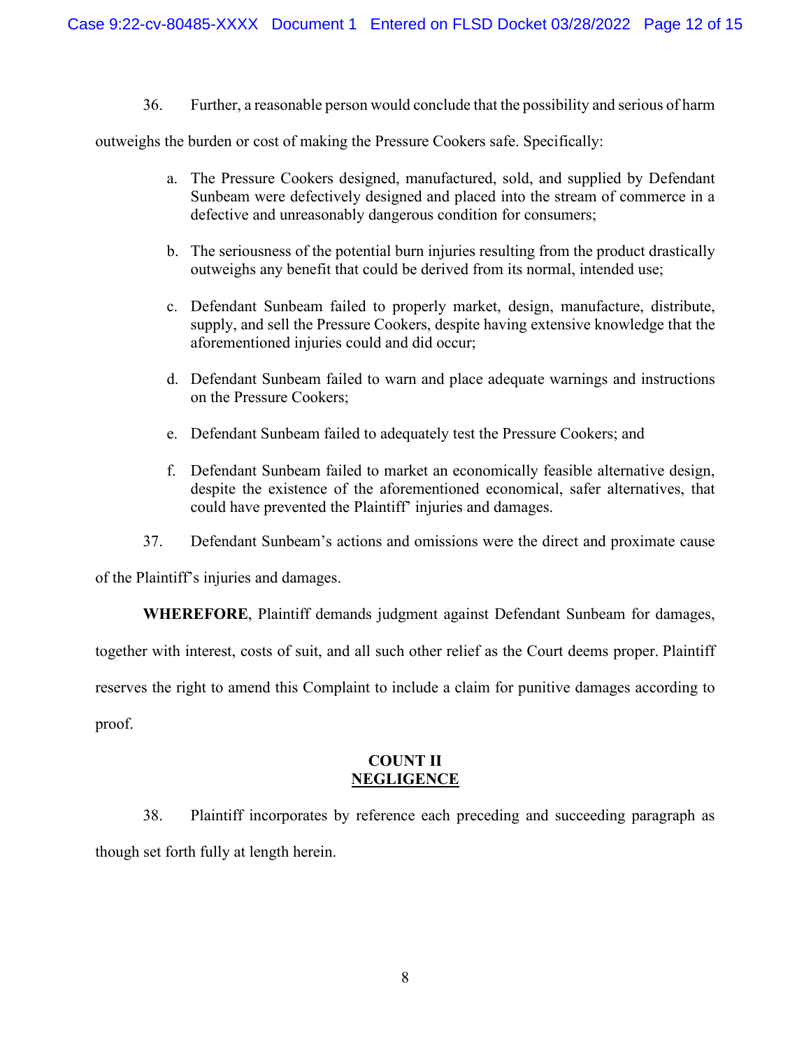36. Further, a reasonable person would conclude that the possibility and serious of harm outweighs the burden or cost of making the Pressure Cookers safe. Specifically:

a. The Pressure Cookers designed, manufactured, sold, and supplied by Defendant Sunbeam were defectively designed and placed into the stream of commerce in a defective and unreasonably dangerous condition for consumers;

b. The seriousness of the potential burn injuries resulting from the product drastically outweighs any benefit that could be derived from its normal, intended use;

c. Defendant Sunbeam failed to properly market, design, manufacture, distribute, supply, and sell the Pressure Cookers, despite having extensive knowledge that the aforementioned injuries could and did occur;

d. Defendant Sunbeam failed to warn and place adequate warnings and instructions on the Pressure Cookers;

e. Defendant Sunbeam failed to adequately test the Pressure Cookers; and

f. Defendant Sunbeam failed to market an economically feasible alternative design, despite the existence of the aforementioned economical, safer alternatives, that could have prevented the Plaintiff' injuries and damages.

37. Defendant Sunbeam's actions and omissions were the direct and proximate cause of the Plaintiff's injuries and damages.

**WHEREFORE**, Plaintiff demands judgment against Defendant Sunbeam for damages, together with interest, costs of suit, and all such other relief as the Court deems proper. Plaintiff reserves the right to amend this Complaint to include a claim for punitive damages according to proof.

## COUNT II
## <u>NEGLIGENCE</u>

38. Plaintiff incorporates by reference each preceding and succeeding paragraph as though set forth fully at length herein.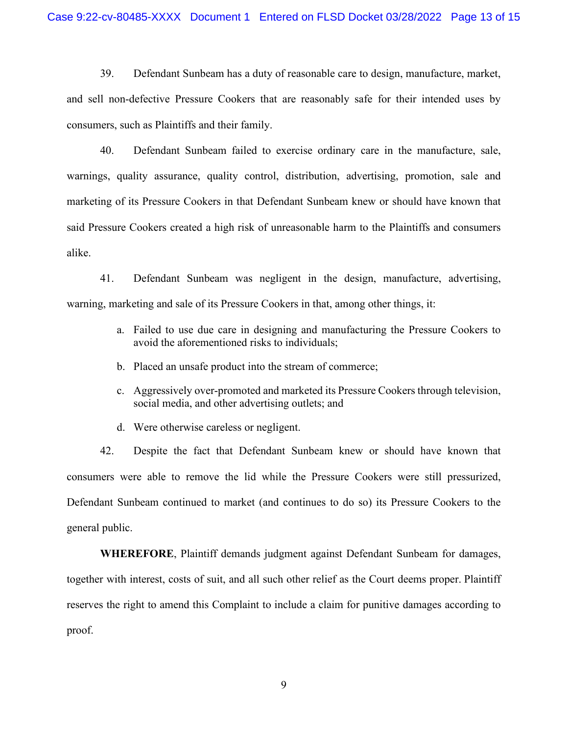39. Defendant Sunbeam has a duty of reasonable care to design, manufacture, market, and sell non-defective Pressure Cookers that are reasonably safe for their intended uses by consumers, such as Plaintiffs and their family.

40. Defendant Sunbeam failed to exercise ordinary care in the manufacture, sale, warnings, quality assurance, quality control, distribution, advertising, promotion, sale and marketing of its Pressure Cookers in that Defendant Sunbeam knew or should have known that said Pressure Cookers created a high risk of unreasonable harm to the Plaintiffs and consumers alike.

41. Defendant Sunbeam was negligent in the design, manufacture, advertising, warning, marketing and sale of its Pressure Cookers in that, among other things, it:

a. Failed to use due care in designing and manufacturing the Pressure Cookers to avoid the aforementioned risks to individuals;

b. Placed an unsafe product into the stream of commerce;

c. Aggressively over-promoted and marketed its Pressure Cookers through television, social media, and other advertising outlets; and

d. Were otherwise careless or negligent.

42. Despite the fact that Defendant Sunbeam knew or should have known that consumers were able to remove the lid while the Pressure Cookers were still pressurized, Defendant Sunbeam continued to market (and continues to do so) its Pressure Cookers to the general public.

**WHEREFORE**, Plaintiff demands judgment against Defendant Sunbeam for damages, together with interest, costs of suit, and all such other relief as the Court deems proper. Plaintiff reserves the right to amend this Complaint to include a claim for punitive damages according to proof.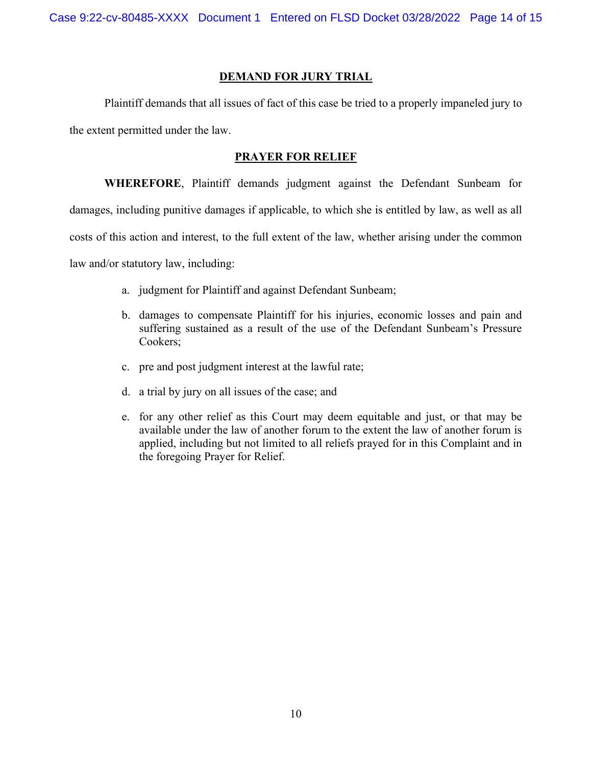## DEMAND FOR JURY TRIAL

Plaintiff demands that all issues of fact of this case be tried to a properly impaneled jury to the extent permitted under the law.

## PRAYER FOR RELIEF

**WHEREFORE**, Plaintiff demands judgment against the Defendant Sunbeam for damages, including punitive damages if applicable, to which she is entitled by law, as well as all costs of this action and interest, to the full extent of the law, whether arising under the common law and/or statutory law, including:

a. judgment for Plaintiff and against Defendant Sunbeam;

b. damages to compensate Plaintiff for his injuries, economic losses and pain and suffering sustained as a result of the use of the Defendant Sunbeam's Pressure Cookers;

c. pre and post judgment interest at the lawful rate;

d. a trial by jury on all issues of the case; and

e. for any other relief as this Court may deem equitable and just, or that may be available under the law of another forum to the extent the law of another forum is applied, including but not limited to all reliefs prayed for in this Complaint and in the foregoing Prayer for Relief.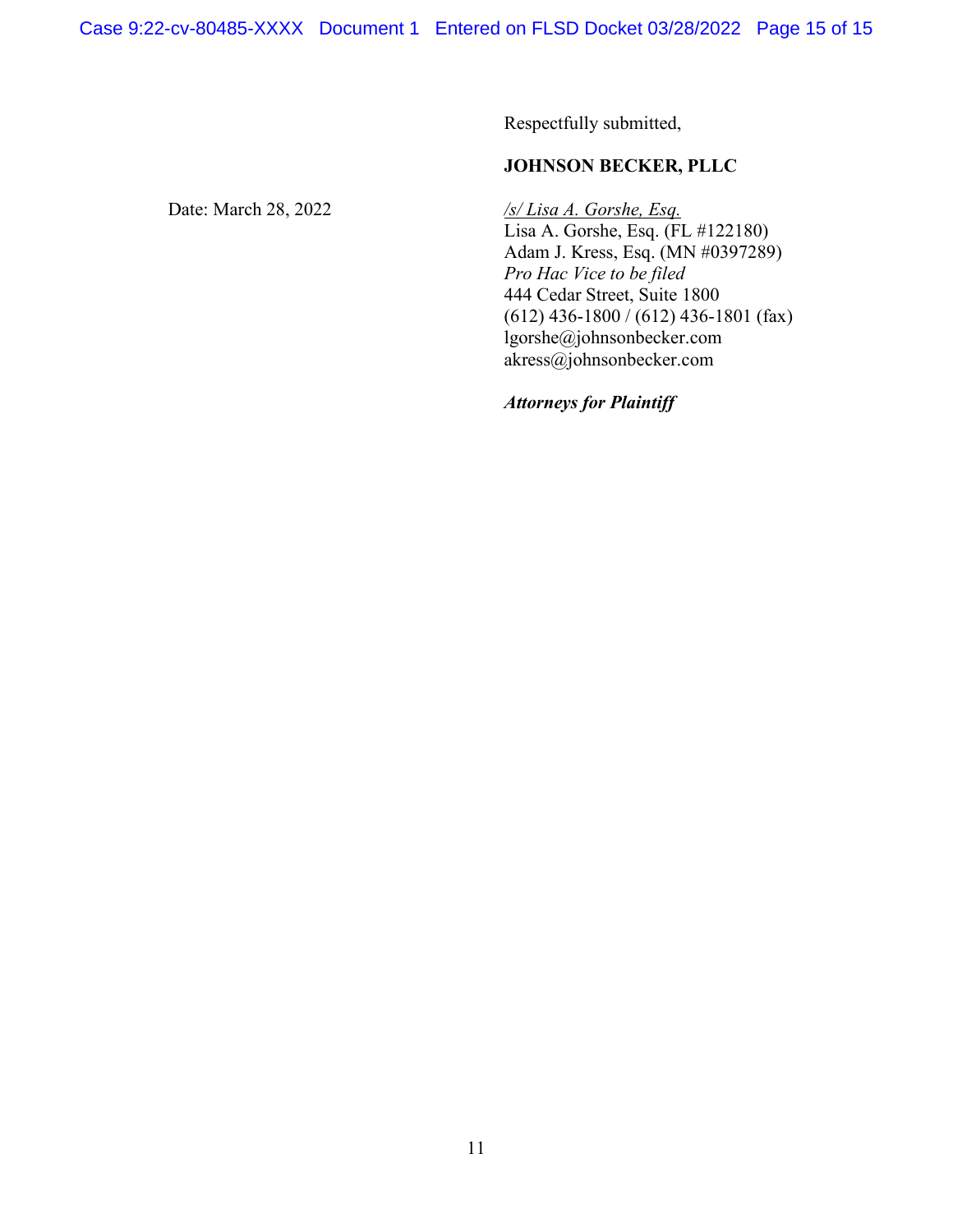Respectfully submitted,

**JOHNSON BECKER, PLLC**

Date: March 28, 2022

*/s/ Lisa A. Gorshe, Esq.*
Lisa A. Gorshe, Esq. (FL #122180)
Adam J. Kress, Esq. (MN #0397289)
*Pro Hac Vice to be filed*
444 Cedar Street, Suite 1800
(612) 436-1800 / (612) 436-1801 (fax)
lgorshe@johnsonbecker.com
akress@johnsonbecker.com

***Attorneys for Plaintiff***